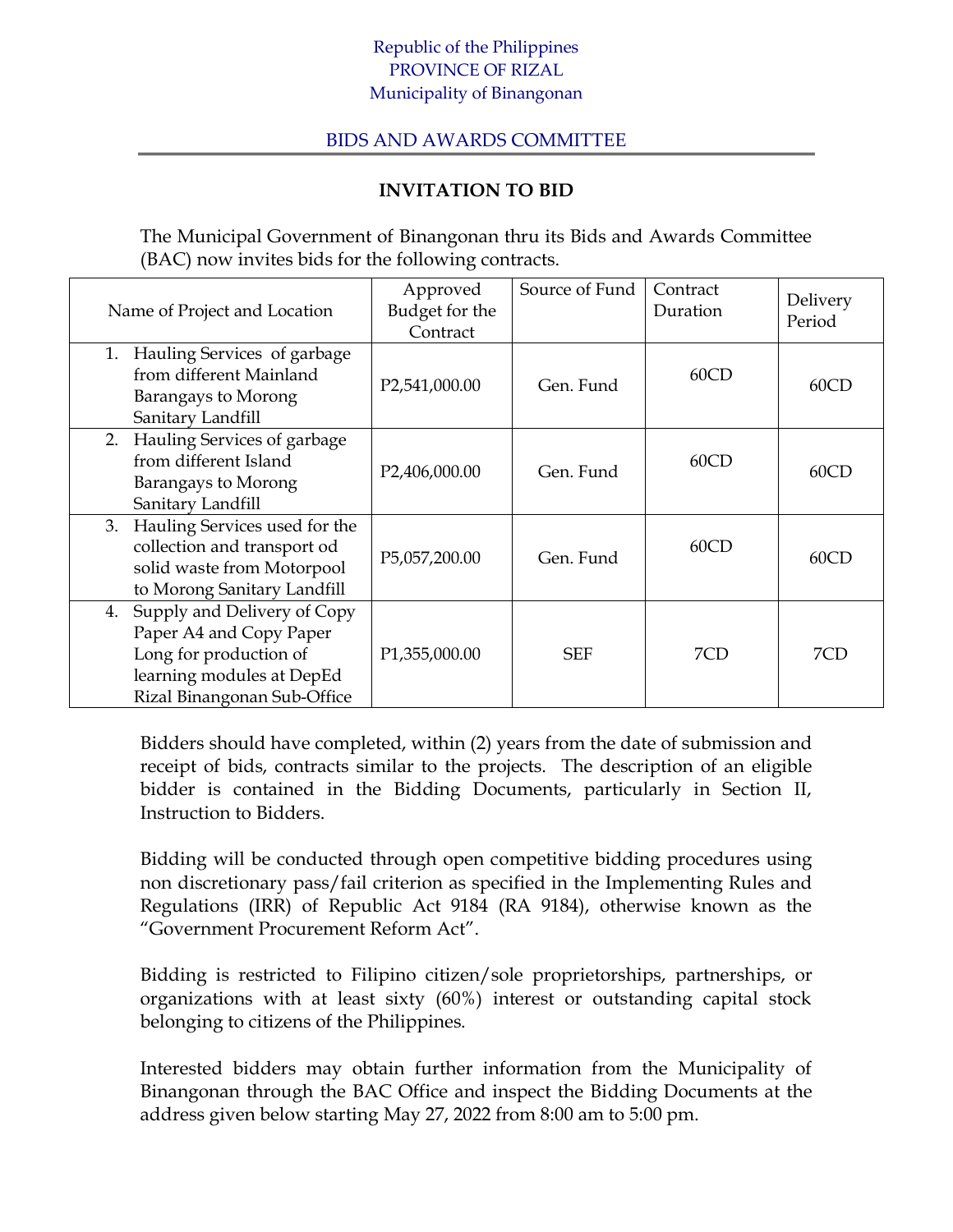Republic of the Philippines
PROVINCE OF RIZAL
Municipality of Binangonan

BIDS AND AWARDS COMMITTEE

## INVITATION TO BID

The Municipal Government of Binangonan thru its Bids and Awards Committee (BAC) now invites bids for the following contracts.

| Name of Project and Location | Approved Budget for the Contract | Source of Fund | Contract Duration | Delivery Period |
|---|---|---|---|---|
| 1. Hauling Services of garbage from different Mainland Barangays to Morong Sanitary Landfill | P2,541,000.00 | Gen. Fund | 60CD | 60CD |
| 2. Hauling Services of garbage from different Island Barangays to Morong Sanitary Landfill | P2,406,000.00 | Gen. Fund | 60CD | 60CD |
| 3. Hauling Services used for the collection and transport od solid waste from Motorpool to Morong Sanitary Landfill | P5,057,200.00 | Gen. Fund | 60CD | 60CD |
| 4. Supply and Delivery of Copy Paper A4 and Copy Paper Long for production of learning modules at DepEd Rizal Binangonan Sub-Office | P1,355,000.00 | SEF | 7CD | 7CD |

Bidders should have completed, within (2) years from the date of submission and receipt of bids, contracts similar to the projects. The description of an eligible bidder is contained in the Bidding Documents, particularly in Section II, Instruction to Bidders.

Bidding will be conducted through open competitive bidding procedures using non discretionary pass/fail criterion as specified in the Implementing Rules and Regulations (IRR) of Republic Act 9184 (RA 9184), otherwise known as the "Government Procurement Reform Act".

Bidding is restricted to Filipino citizen/sole proprietorships, partnerships, or organizations with at least sixty (60%) interest or outstanding capital stock belonging to citizens of the Philippines.

Interested bidders may obtain further information from the Municipality of Binangonan through the BAC Office and inspect the Bidding Documents at the address given below starting May 27, 2022 from 8:00 am to 5:00 pm.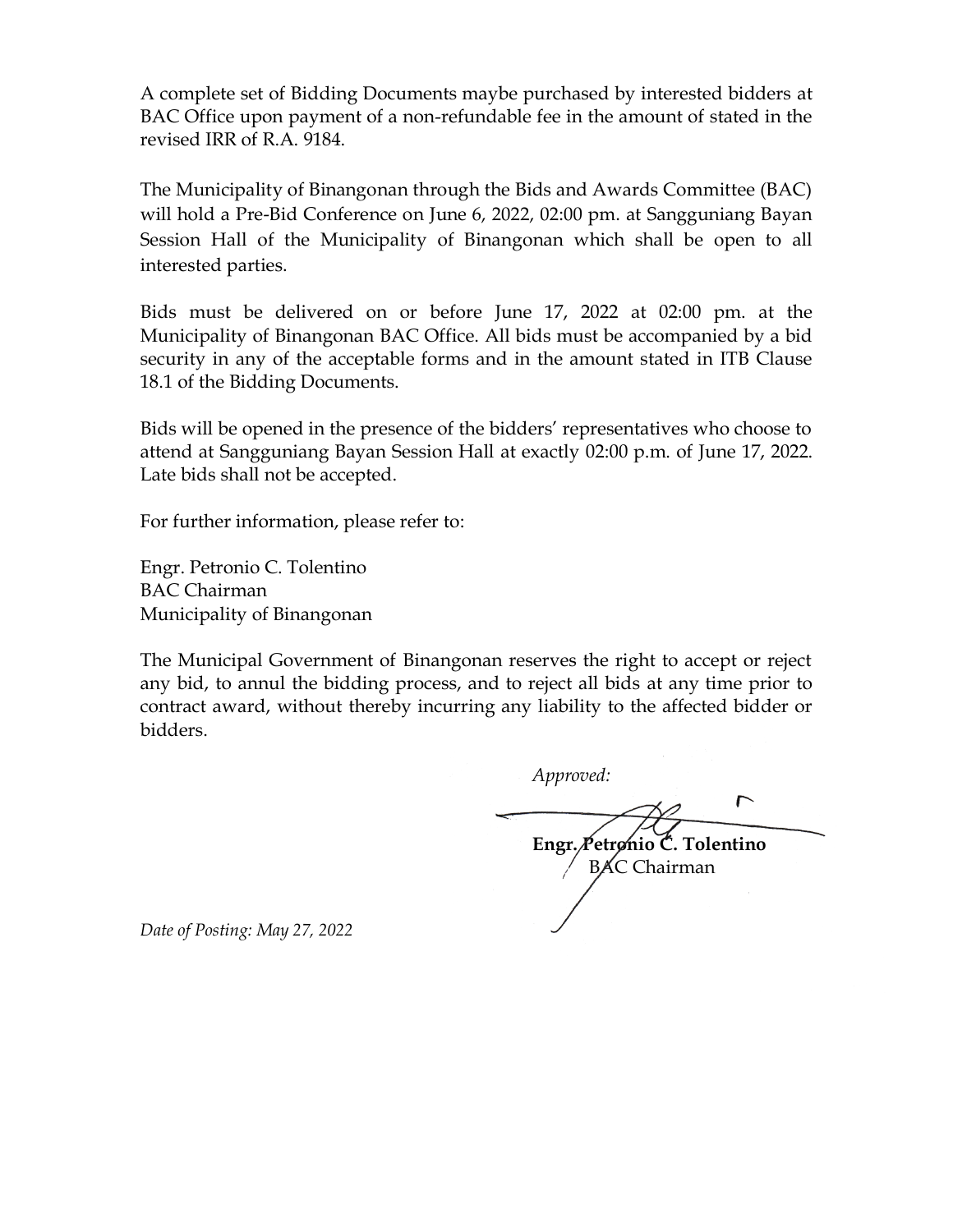A complete set of Bidding Documents maybe purchased by interested bidders at BAC Office upon payment of a non-refundable fee in the amount of stated in the revised IRR of R.A. 9184.

The Municipality of Binangonan through the Bids and Awards Committee (BAC) will hold a Pre-Bid Conference on June 6, 2022, 02:00 pm. at Sangguniang Bayan Session Hall of the Municipality of Binangonan which shall be open to all interested parties.

Bids must be delivered on or before June 17, 2022 at 02:00 pm. at the Municipality of Binangonan BAC Office. All bids must be accompanied by a bid security in any of the acceptable forms and in the amount stated in ITB Clause 18.1 of the Bidding Documents.

Bids will be opened in the presence of the bidders' representatives who choose to attend at Sangguniang Bayan Session Hall at exactly 02:00 p.m. of June 17, 2022. Late bids shall not be accepted.

For further information, please refer to:

Engr. Petronio C. Tolentino
BAC Chairman
Municipality of Binangonan

The Municipal Government of Binangonan reserves the right to accept or reject any bid, to annul the bidding process, and to reject all bids at any time prior to contract award, without thereby incurring any liability to the affected bidder or bidders.

*Approved:*

**Engr. Petronio C. Tolentino**
BAC Chairman

*Date of Posting: May 27, 2022*